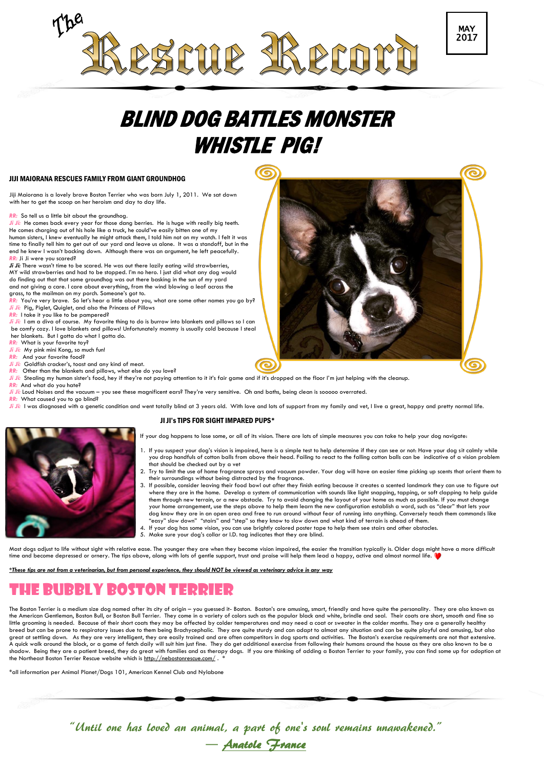# The Rescue Record

MAY 2017

# BLIND DOG BATTLES MONSTER WHISTLE PIG!

### JIJI MAIORANA RESCUES FAMILY FROM GIANT GROUNDHOG

Jiji Maiorana is a lovely brave Boston Terrier who was born July 1, 2011. We sat down with her to get the scoop on her heroism and day to day life.

*RR:* So tell us a little bit about the groundhog.
*Ji Ji:* He comes back every year for those dang berries. He is huge with really big teeth. He comes charging out of his hole like a truck, he could've easily bitten one of my human sisters, I knew eventually he might attack them, I told him not on my watch. I felt it was time to finally tell him to get out of our yard and leave us alone. It was a standoff, but in the end he knew I wasn't backing down. Although there was an argument, he left peacefully.
*RR:* Ji Ji were you scared?
**Ji Ji:** There wasn't time to be scared. He was out there lazily eating wild strawberries, MY wild strawberries and had to be stopped. I'm no hero. I just did what any dog would do finding out that that some groundhog was out there basking in the sun of my yard and not giving a care. I care about everything, from the wind blowing a leaf across the grass, to the mailman on my porch. Someone's got to.
*RR:* You're very brave. So let's hear a little about you, what are some other names you go by?
*Ji Ji:* Pig, Piglet, Quiglet, and also the Princess of Pillows
*RR:* I take it you like to be pampered?
*Ji Ji:* I am a diva of course. My favorite thing to do is burrow into blankets and pillows so I can be comfy cozy. I love blankets and pillows! Unfortunately mommy is usually cold because I steal her blankets. But I gotta do what I gotta do.
*RR:* What is your favorite toy?
*Ji Ji:* My pink mini Kong, so much fun!
*RR:* And your favorite food?
*Ji Ji:* Goldfish cracker's, toast and any kind of meat.
*RR:* Other than the blankets and pillows, what else do you love?
*Ji Ji:* Stealing my human sister's food, hey if they're not paying attention to it it's fair game and if it's dropped on the floor I'm just helping with the cleanup.
*RR:* And what do you hate?
*Ji Ji:* Loud Noises and the vacuum – you see these magnificent ears? They're very sensitive. Oh and baths, being clean is sooooo overrated.
*RR:* What caused you to go blind?
*Ji Ji:* I was diagnosed with a genetic condition and went totally blind at 3 years old. With love and lots of support from my family and vet, I live a great, happy and pretty normal life.

### JI JI's TIPS FOR SIGHT IMPARED PUPS*

If your dog happens to lose some, or all of its vision. There are lots of simple measures you can take to help your dog navigate:

1. If you suspect your dog's vision is impaired, here is a simple test to help determine if they can see or not: Have your dog sit calmly while you drop handfuls of cotton balls from above their head. Failing to react to the falling cotton balls can be indicative of a vision problem that should be checked out by a vet
2. Try to limit the use of home fragrance sprays and vacuum powder. Your dog will have an easier time picking up scents that orient them to their surroundings without being distracted by the fragrance.
3. If possible, consider leaving their food bowl out after they finish eating because it creates a scented landmark they can use to figure out where they are in the home. Develop a system of communication with sounds like light snapping, tapping, or soft clapping to help guide them through new terrain, or a new obstacle. Try to avoid changing the layout of your home as much as possible. If you must change your home arrangement, use the steps above to help them learn the new configuration establish a word, such as "clear" that lets your dog know they are in an open area and free to run around without fear of running into anything. Conversely teach them commands like "easy" slow down" "stairs" and "step" so they know to slow down and what kind of terrain is ahead of them.
4. If your dog has some vision, you can use brightly colored poster tape to help them see stairs and other obstacles.
5. Make sure your dog's collar or I.D. tag indicates that they are blind.

Most dogs adjust to life without sight with relative ease. The younger they are when they become vision impaired, the easier the transition typically is. Older dogs might have a more difficult time and become depressed or ornery. The tips above, along with lots of gentle support, trust and praise will help them lead a happy, active and almost normal life. ❤

***These tips are not from a veterinarian, but from personal experience, they should NOT be viewed as veterinary advice in any way***

## THE BUBBLY BOSTON TERRIER

The Boston Terrier is a medium size dog named after its city of origin – you guessed it- Boston. Boston's are amusing, smart, friendly and have quite the personality. They are also known as the American Gentleman, Boston Bull, or Boston Bull Terrier. They come in a variety of colors such as the popular black and white, brindle and seal. Their coats are short, smooth and fine so little grooming is needed. Because of their short coats they may be affected by colder temperatures and may need a coat or sweater in the colder months. They are a generally healthy breed but can be prone to respiratory issues due to them being Brachycephalic. They are quite sturdy and can adapt to almost any situation and can be quite playful and amusing, but also great at settling down. As they are very intelligent, they are easily trained and are often competitors in dog sports and activities. The Boston's exercise requirements are not that extensive. A quick walk around the block, or a game of fetch daily will suit him just fine. They do get additional exercise from following their humans around the house as they are also known to be a shadow. Being they are a patient breed, they do great with families and as therapy dogs. If you are thinking of adding a Boston Terrier to your family, you can find some up for adoption at the Northeast Boston Terrier Rescue website which is http://nebostonrescue.com/ . *

*all information per Animal Planet/Dogs 101, American Kennel Club and Nylabone

*"Until one has loved an animal, a part of one's soul remains unawakened."*
*— Anatole France*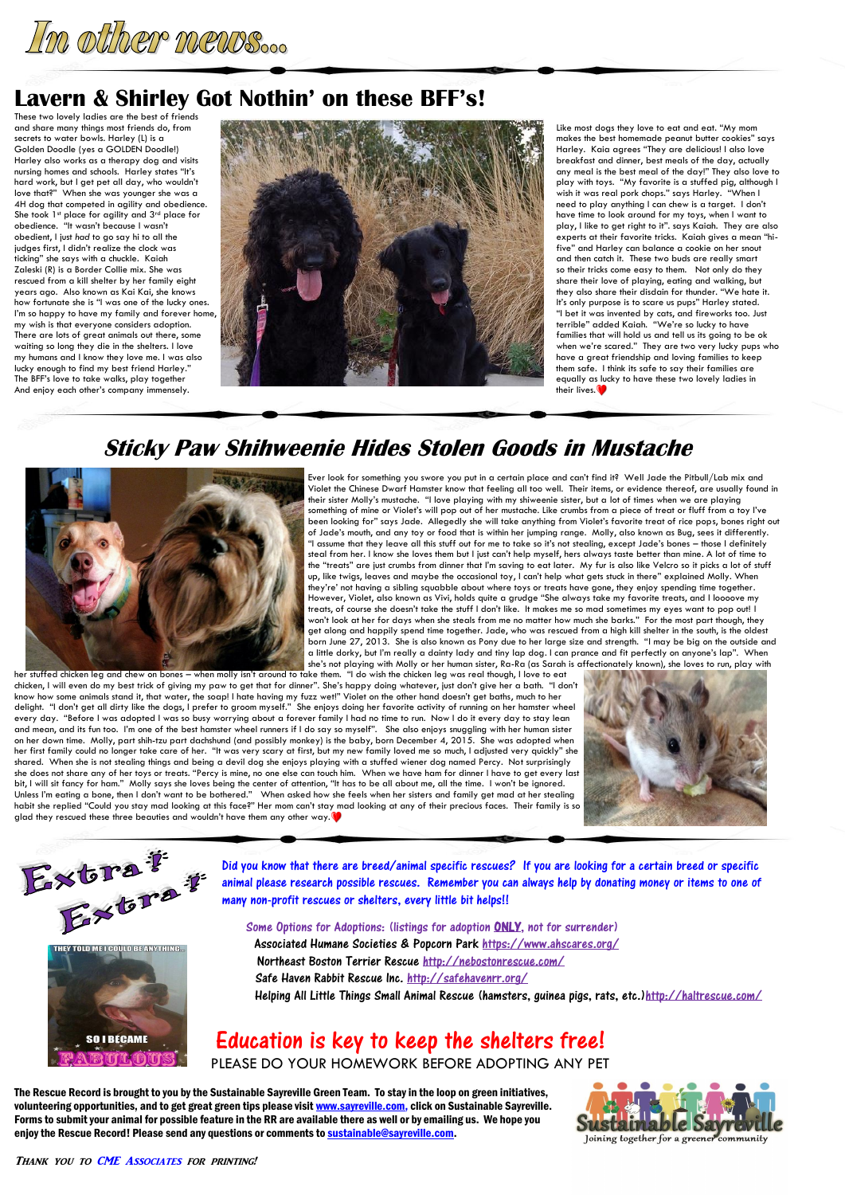# In other news...

## Lavern & Shirley Got Nothin' on these BFF's!

These two lovely ladies are the best of friends and share many things most friends do, from secrets to water bowls. Harley (L) is a Golden Doodle (yes a GOLDEN Doodle!) Harley also works as a therapy dog and visits nursing homes and schools. Harley states "It's hard work, but I get pet all day, who wouldn't love that?" When she was younger she was a 4H dog that competed in agility and obedience. She took 1st place for agility and 3rd place for obedience. "It wasn't because I wasn't obedient, I just *had* to go say hi to all the judges first, I didn't realize the clock was ticking" she says with a chuckle. Kaiah Zaleski (R) is a Border Collie mix. She was rescued from a kill shelter by her family eight years ago. Also known as Kai Kai, she knows how fortunate she is "I was one of the lucky ones. I'm so happy to have my family and forever home, my wish is that everyone considers adoption. There are lots of great animals out there, some waiting so long they die in the shelters. I love my humans and I know they love me. I was also lucky enough to find my best friend Harley." The BFF's love to take walks, play together And enjoy each other's company immensely.

Like most dogs they love to eat and eat. "My mom makes the best homemade peanut butter cookies" says Harley. Kaia agrees "They are delicious! I also love breakfast and dinner, best meals of the day, actually any meal is the best meal of the day!" They also love to play with toys. "My favorite is a stuffed pig, although I wish it was real pork chops." says Harley. "When I need to play anything I can chew is a target. I don't have time to look around for my toys, when I want to play, I like to get right to it". says Kaiah. They are also experts at their favorite tricks. Kaiah gives a mean "hi-five" and Harley can balance a cookie on her snout and then catch it. These two buds are really smart so their tricks come easy to them. Not only do they share their love of playing, eating and walking, but they also share their disdain for thunder. "We hate it. It's only purpose is to scare us pups" Harley stated. "I bet it was invented by cats, and fireworks too. Just terrible" added Kaiah. "We're so lucky to have families that will hold us and tell us its going to be ok when we're scared." They are two very lucky pups who have a great friendship and loving families to keep them safe. I think its safe to say their families are equally as lucky to have these two lovely ladies in their lives.♥

## Sticky Paw Shihweenie Hides Stolen Goods in Mustache

Ever look for something you swore you put in a certain place and can't find it? Well Jade the Pitbull/Lab mix and Violet the Chinese Dwarf Hamster know that feeling all too well. Their items, or evidence thereof, are usually found in their sister Molly's mustache. "I love playing with my shiweenie sister, but a lot of times when we are playing something of mine or Violet's will pop out of her mustache. Like crumbs from a piece of treat or fluff from a toy I've been looking for" says Jade. Allegedly she will take anything from Violet's favorite treat of rice pops, bones right out of Jade's mouth, and any toy or food that is within her jumping range. Molly, also known as Bug, sees it differently. "I assume that they leave all this stuff out for me to take so it's not stealing, except Jade's bones – those I definitely steal from her. I know she loves them but I just can't help myself, hers always taste better than mine. A lot of time to the "treats" are just crumbs from dinner that I'm saving to eat later. My fur is also like Velcro so it picks a lot of stuff up, like twigs, leaves and maybe the occasional toy, I can't help what gets stuck in there" explained Molly. When they're' not having a sibling squabble about where toys or treats have gone, they enjoy spending time together. However, Violet, also known as Vivi, holds quite a grudge "She always take my favorite treats, and I loooove my treats, of course she doesn't take the stuff I don't like. It makes me so mad sometimes my eyes want to pop out! I won't look at her for days when she steals from me no matter how much she barks." For the most part though, they get along and happily spend time together. Jade, who was rescued from a high kill shelter in the south, is the oldest born June 27, 2013. She is also known as Pony due to her large size and strength. "I may be big on the outside and a little dorky, but I'm really a dainty lady and tiny lap dog. I can prance and fit perfectly on anyone's lap". When she's not playing with Molly or her human sister, Ra-Ra (as Sarah is affectionately known), she loves to run, play with her stuffed chicken leg and chew on bones – when molly isn't around to take them. "I do wish the chicken leg was real though, I love to eat chicken, I will even do my best trick of giving my paw to get that for dinner". She's happy doing whatever, just don't give her a bath. "I don't know how some animals stand it, that water, the soap! I hate having my fuzz wet!" Violet on the other hand doesn't get baths, much to her delight. "I don't get all dirty like the dogs, I prefer to groom myself." She enjoys doing her favorite activity of running on her hamster wheel every day. "Before I was adopted I was so busy worrying about a forever family I had no time to run. Now I do it every day to stay lean and mean, and its fun too. I'm one of the best hamster wheel runners if I do say so myself". She also enjoys snuggling with her human sister on her down time. Molly, part shih-tzu part dachshund (and possibly monkey) is the baby, born December 4, 2015. She was adopted when her first family could no longer take care of her. "It was very scary at first, but my new family loved me so much, I adjusted very quickly" she shared. When she is not stealing things and being a devil dog she enjoys playing with a stuffed wiener dog named Percy. Not surprisingly she does not share any of her toys or treats. "Percy is mine, no one else can touch him. When we have ham for dinner I have to get every last bit, I will sit fancy for ham." Molly says she loves being the center of attention, "It has to be all about me, all the time. I won't be ignored. Unless I'm eating a bone, then I don't want to be bothered." When asked how she feels when her sisters and family get mad at her stealing habit she replied "Could you stay mad looking at this face?" Her mom can't stay mad looking at any of their precious faces. Their family is so glad they rescued these three beauties and wouldn't have them any other way.♥

## Extra! Extra!

THEY TOLD ME I COULD BE ANYTHING..

SO I BECAME

FABULOUS

Did you know that there are breed/animal specific rescues? If you are looking for a certain breed or specific animal please research possible rescues. Remember you can always help by donating money or items to one of many non-profit rescues or shelters, every little bit helps!!

Some Options for Adoptions: (listings for adoption **ONLY**, not for surrender)

- Associated Humane Societies & Popcorn Park https://www.ahscares.org/
- Northeast Boston Terrier Rescue http://nebostonrescue.com/
- Safe Haven Rabbit Rescue Inc. http://safehavenrr.org/
- Helping All Little Things Small Animal Rescue (hamsters, guinea pigs, rats, etc.) http://haltrescue.com/

## Education is key to keep the shelters free!

PLEASE DO YOUR HOMEWORK BEFORE ADOPTING ANY PET

**The Rescue Record is brought to you by the Sustainable Sayreville Green Team. To stay in the loop on green initiatives, volunteering opportunities, and to get great green tips please visit www.sayreville.com, click on Sustainable Sayreville. Forms to submit your animal for possible feature in the RR are available there as well or by emailing us. We hope you enjoy the Rescue Record! Please send any questions or comments to sustainable@sayreville.com.**

Sustainable Sayreville
Joining together for a greener community

*THANK YOU TO CME ASSOCIATES FOR PRINTING!*